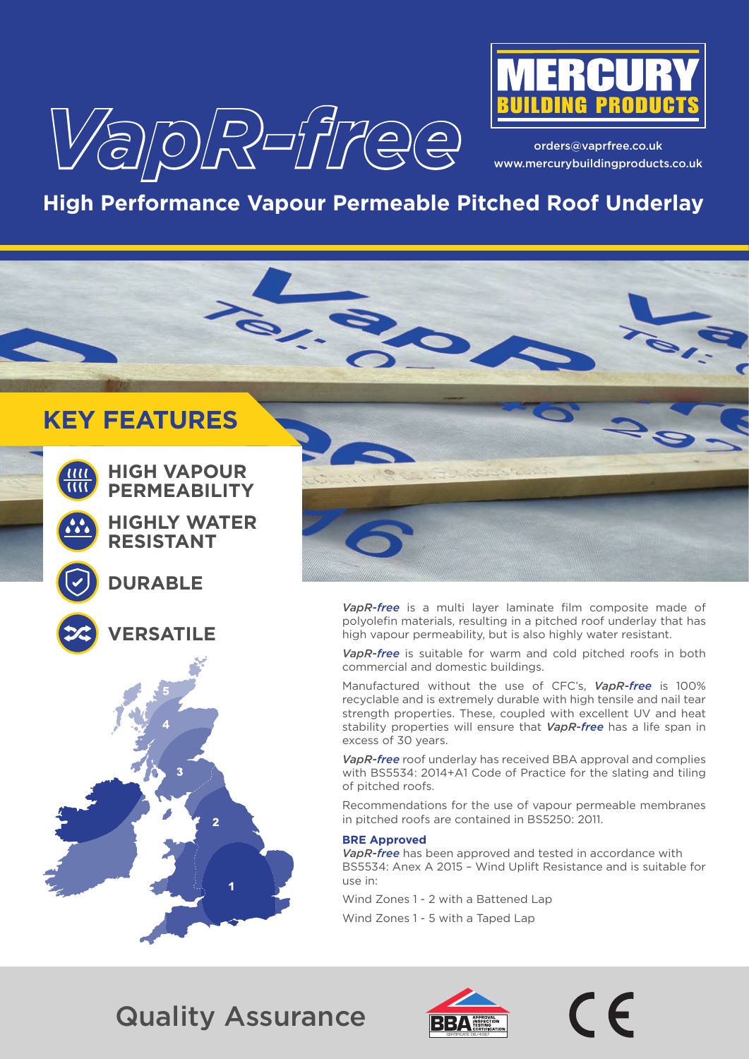# VapR-free

**MERCURY BUILDING PRODUCTS**

orders@vaprfree.co.uk
www.mercurybuildingproducts.co.uk

## High Performance Vapour Permeable Pitched Roof Underlay

## KEY FEATURES

- **HIGH VAPOUR PERMEABILITY**
- **HIGHLY WATER RESISTANT**
- **DURABLE**
- **VERSATILE**

***VapR-free*** is a multi layer laminate film composite made of polyolefin materials, resulting in a pitched roof underlay that has high vapour permeability, but is also highly water resistant.

***VapR-free*** is suitable for warm and cold pitched roofs in both commercial and domestic buildings.

Manufactured without the use of CFC's, ***VapR-free*** is 100% recyclable and is extremely durable with high tensile and nail tear strength properties. These, coupled with excellent UV and heat stability properties will ensure that ***VapR-free*** has a life span in excess of 30 years.

***VapR-free*** roof underlay has received BBA approval and complies with BS5534: 2014+A1 Code of Practice for the slating and tiling of pitched roofs.

Recommendations for the use of vapour permeable membranes in pitched roofs are contained in BS5250: 2011.

**BRE Approved**

***VapR-free*** has been approved and tested in accordance with BS5534: Anex A 2015 – Wind Uplift Resistance and is suitable for use in:

Wind Zones 1 - 2 with a Battened Lap

Wind Zones 1 - 5 with a Taped Lap

## Quality Assurance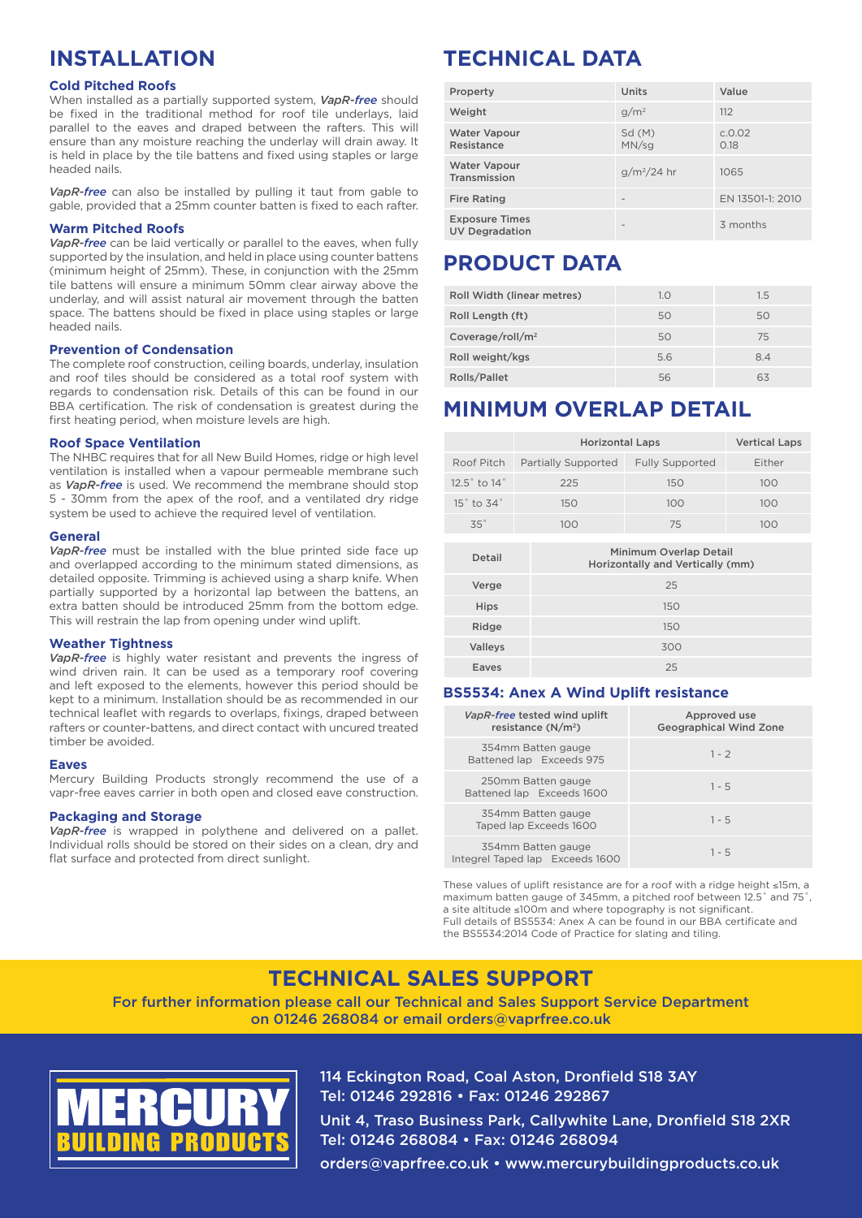## INSTALLATION

### Cold Pitched Roofs

When installed as a partially supported system, ***VapR-free*** should be fixed in the traditional method for roof tile underlays, laid parallel to the eaves and draped between the rafters. This will ensure than any moisture reaching the underlay will drain away. It is held in place by the tile battens and fixed using staples or large headed nails.

***VapR-free*** can also be installed by pulling it taut from gable to gable, provided that a 25mm counter batten is fixed to each rafter.

### Warm Pitched Roofs

***VapR-free*** can be laid vertically or parallel to the eaves, when fully supported by the insulation, and held in place using counter battens (minimum height of 25mm). These, in conjunction with the 25mm tile battens will ensure a minimum 50mm clear airway above the underlay, and will assist natural air movement through the batten space. The battens should be fixed in place using staples or large headed nails.

### Prevention of Condensation

The complete roof construction, ceiling boards, underlay, insulation and roof tiles should be considered as a total roof system with regards to condensation risk. Details of this can be found in our BBA certification. The risk of condensation is greatest during the first heating period, when moisture levels are high.

### Roof Space Ventilation

The NHBC requires that for all New Build Homes, ridge or high level ventilation is installed when a vapour permeable membrane such as ***VapR-free*** is used. We recommend the membrane should stop 5 - 30mm from the apex of the roof, and a ventilated dry ridge system be used to achieve the required level of ventilation.

### General

***VapR-free*** must be installed with the blue printed side face up and overlapped according to the minimum stated dimensions, as detailed opposite. Trimming is achieved using a sharp knife. When partially supported by a horizontal lap between the battens, an extra batten should be introduced 25mm from the bottom edge. This will restrain the lap from opening under wind uplift.

### Weather Tightness

***VapR-free*** is highly water resistant and prevents the ingress of wind driven rain. It can be used as a temporary roof covering and left exposed to the elements, however this period should be kept to a minimum. Installation should be as recommended in our technical leaflet with regards to overlaps, fixings, draped between rafters or counter-battens, and direct contact with uncured treated timber be avoided.

### Eaves

Mercury Building Products strongly recommend the use of a vapr-free eaves carrier in both open and closed eave construction.

### Packaging and Storage

***VapR-free*** is wrapped in polythene and delivered on a pallet. Individual rolls should be stored on their sides on a clean, dry and flat surface and protected from direct sunlight.

## TECHNICAL DATA

| Property | Units | Value |
|---|---|---|
| Weight | $g/m^2$ | 112 |
| Water Vapour Resistance | Sd (M) MN/sg | c.0.02 0.18 |
| Water Vapour Transmission | $g/m^2/24$ hr | 1065 |
| Fire Rating | - | EN 13501-1: 2010 |
| Exposure Times UV Degradation | - | 3 months |

## PRODUCT DATA

| | | |
|---|---|---|
| Roll Width (linear metres) | 1.0 | 1.5 |
| Roll Length (ft) | 50 | 50 |
| Coverage/roll/$m^2$ | 50 | 75 |
| Roll weight/kgs | 5.6 | 8.4 |
| Rolls/Pallet | 56 | 63 |

## MINIMUM OVERLAP DETAIL

| | Horizontal Laps | | Vertical Laps |
|---|---|---|---|
| Roof Pitch | Partially Supported | Fully Supported | Either |
| 12.5˚ to 14˚ | 225 | 150 | 100 |
| 15˚ to 34˚ | 150 | 100 | 100 |
| 35˚ | 100 | 75 | 100 |

| Detail | Minimum Overlap Detail Horizontally and Vertically (mm) |
|---|---|
| Verge | 25 |
| Hips | 150 |
| Ridge | 150 |
| Valleys | 300 |
| Eaves | 25 |

### BS5534: Anex A Wind Uplift resistance

| *VapR-free* tested wind uplift resistance ($N/m^2$) | Approved use Geographical Wind Zone |
|---|---|
| 354mm Batten gauge Battened lap Exceeds 975 | 1 - 2 |
| 250mm Batten gauge Battened lap Exceeds 1600 | 1 - 5 |
| 354mm Batten gauge Taped lap Exceeds 1600 | 1 - 5 |
| 354mm Batten gauge Integrel Taped lap Exceeds 1600 | 1 - 5 |

These values of uplift resistance are for a roof with a ridge height ≤15m, a maximum batten gauge of 345mm, a pitched roof between 12.5˚ and 75˚, a site altitude ≤100m and where topography is not significant. Full details of BS5534: Anex A can be found in our BBA certificate and the BS5534:2014 Code of Practice for slating and tiling.

## TECHNICAL SALES SUPPORT

For further information please call our Technical and Sales Support Service Department on 01246 268084 or email orders@vaprfree.co.uk

MERCURY BUILDING PRODUCTS

114 Eckington Road, Coal Aston, Dronfield S18 3AY
Tel: 01246 292816 • Fax: 01246 292867

Unit 4, Traso Business Park, Callywhite Lane, Dronfield S18 2XR
Tel: 01246 268084 • Fax: 01246 268094

orders@vaprfree.co.uk • www.mercurybuildingproducts.co.uk